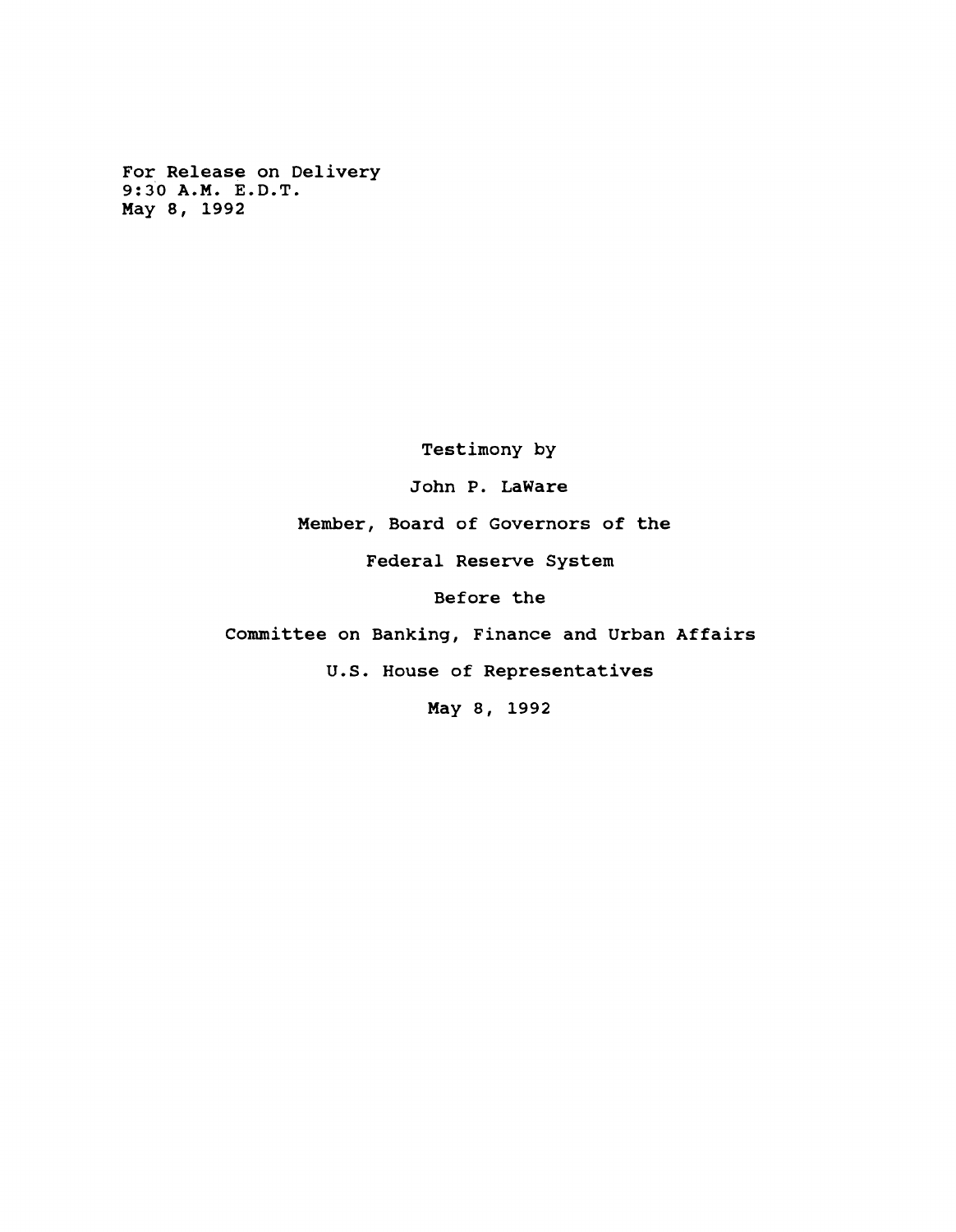For Release on Delivery
9:30 A.M. E.D.T.
May 8, 1992

Testimony by

John P. LaWare

Member, Board of Governors of the

Federal Reserve System

Before the

Committee on Banking, Finance and Urban Affairs

U.S. House of Representatives

May 8, 1992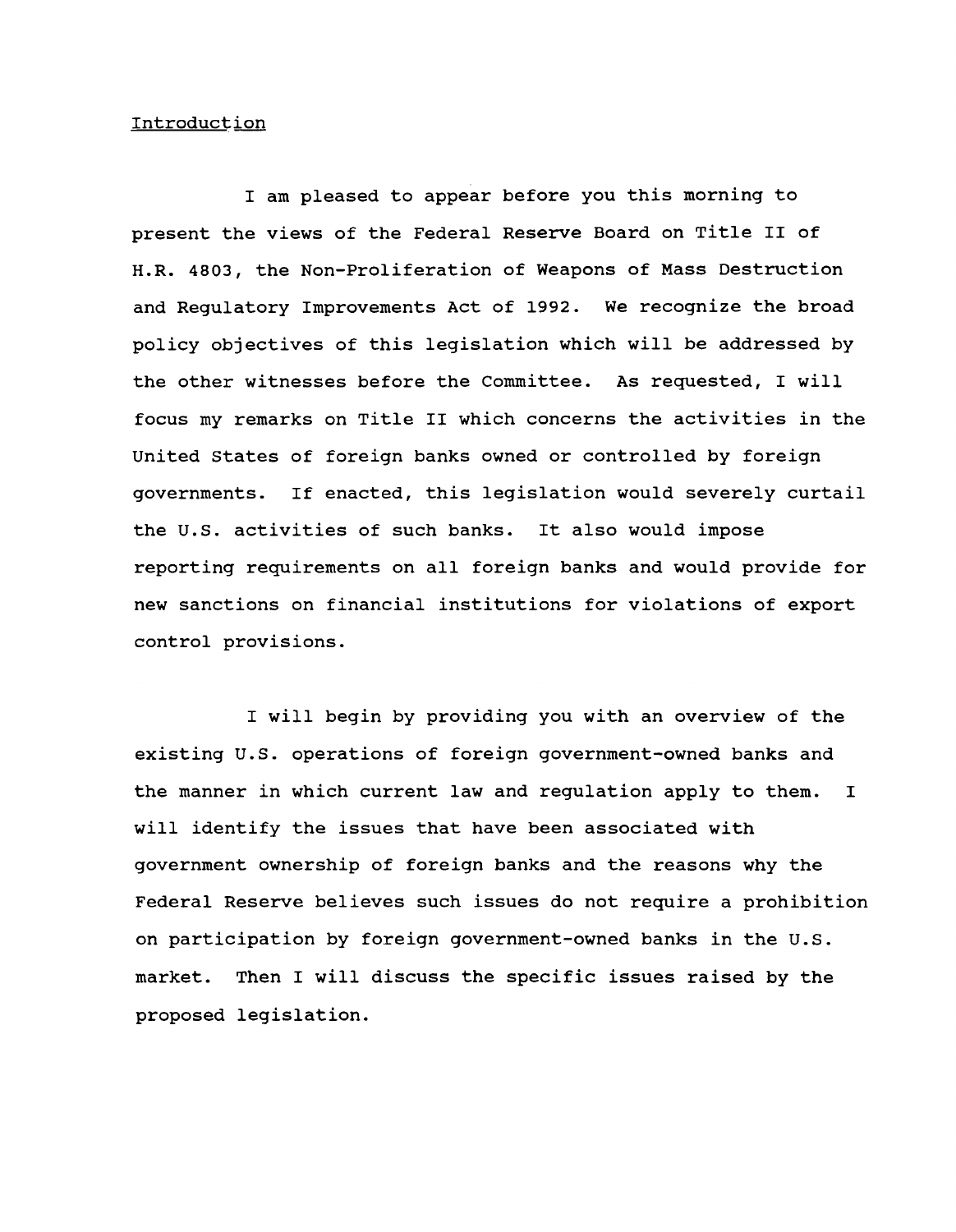Introduction

I am pleased to appear before you this morning to present the views of the Federal Reserve Board on Title II of H.R. 4803, the Non-Proliferation of Weapons of Mass Destruction and Regulatory Improvements Act of 1992. We recognize the broad policy objectives of this legislation which will be addressed by the other witnesses before the Committee. As requested, I will focus my remarks on Title II which concerns the activities in the United States of foreign banks owned or controlled by foreign governments. If enacted, this legislation would severely curtail the U.S. activities of such banks. It also would impose reporting requirements on all foreign banks and would provide for new sanctions on financial institutions for violations of export control provisions.

I will begin by providing you with an overview of the existing U.S. operations of foreign government-owned banks and the manner in which current law and regulation apply to them. I will identify the issues that have been associated with government ownership of foreign banks and the reasons why the Federal Reserve believes such issues do not require a prohibition on participation by foreign government-owned banks in the U.S. market. Then I will discuss the specific issues raised by the proposed legislation.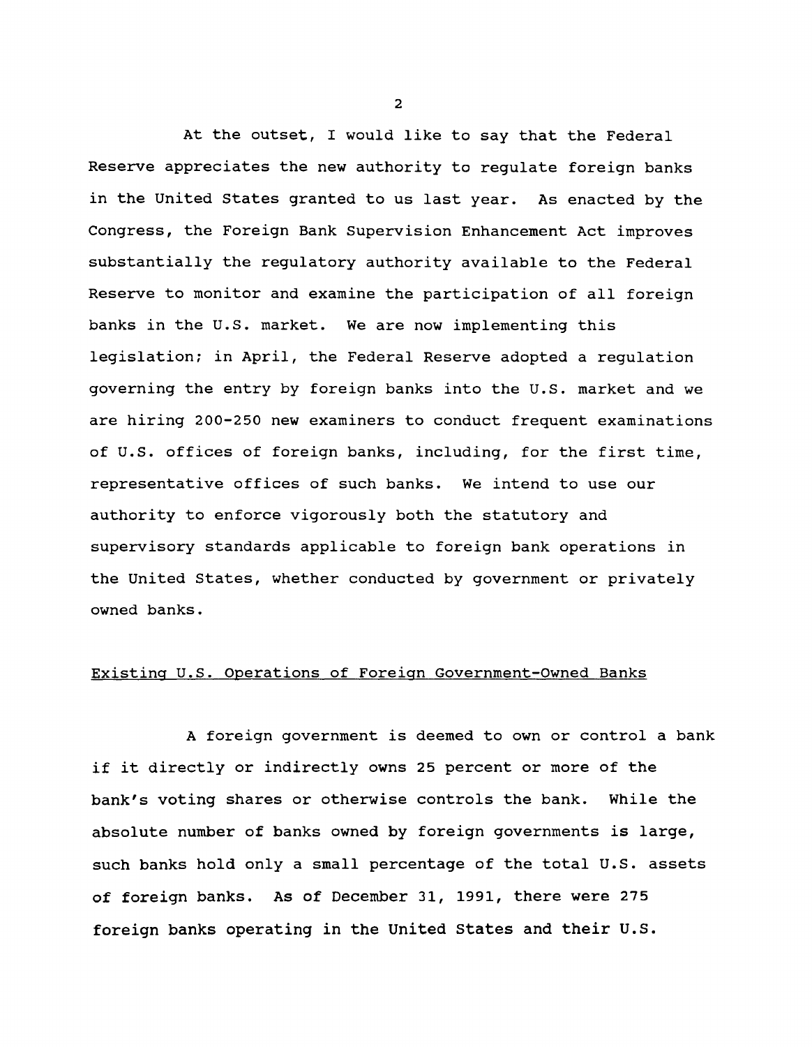At the outset, I would like to say that the Federal Reserve appreciates the new authority to regulate foreign banks in the United States granted to us last year. As enacted by the Congress, the Foreign Bank Supervision Enhancement Act improves substantially the regulatory authority available to the Federal Reserve to monitor and examine the participation of all foreign banks in the U.S. market. We are now implementing this legislation; in April, the Federal Reserve adopted a regulation governing the entry by foreign banks into the U.S. market and we are hiring 200-250 new examiners to conduct frequent examinations of U.S. offices of foreign banks, including, for the first time, representative offices of such banks. We intend to use our authority to enforce vigorously both the statutory and supervisory standards applicable to foreign bank operations in the United States, whether conducted by government or privately owned banks.

## Existing U.S. Operations of Foreign Government-Owned Banks

A foreign government is deemed to own or control a bank if it directly or indirectly owns 25 percent or more of the bank's voting shares or otherwise controls the bank. While the absolute number of banks owned by foreign governments is large, such banks hold only a small percentage of the total U.S. assets of foreign banks. As of December 31, 1991, there were 275 foreign banks operating in the United States and their U.S.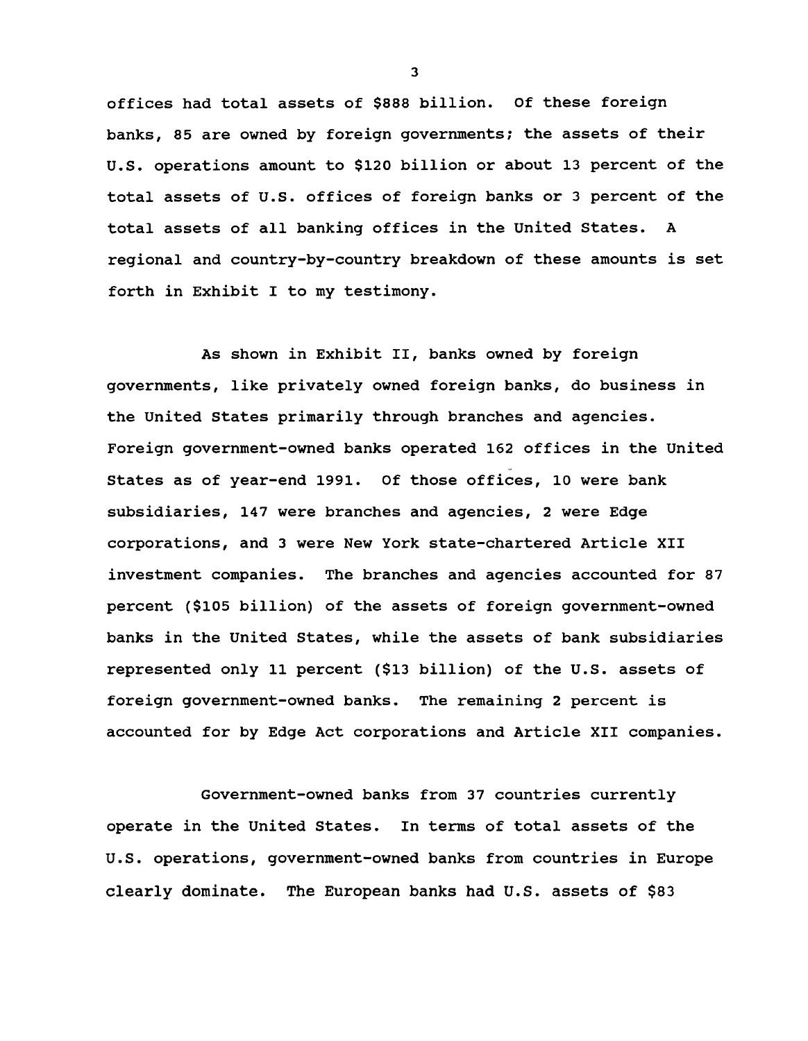offices had total assets of $888 billion. Of these foreign banks, 85 are owned by foreign governments; the assets of their U.S. operations amount to $120 billion or about 13 percent of the total assets of U.S. offices of foreign banks or 3 percent of the total assets of all banking offices in the United States. A regional and country-by-country breakdown of these amounts is set forth in Exhibit I to my testimony.

As shown in Exhibit II, banks owned by foreign governments, like privately owned foreign banks, do business in the United States primarily through branches and agencies. Foreign government-owned banks operated 162 offices in the United States as of year-end 1991. Of those offices, 10 were bank subsidiaries, 147 were branches and agencies, 2 were Edge corporations, and 3 were New York state-chartered Article XII investment companies. The branches and agencies accounted for 87 percent ($105 billion) of the assets of foreign government-owned banks in the United States, while the assets of bank subsidiaries represented only 11 percent ($13 billion) of the U.S. assets of foreign government-owned banks. The remaining 2 percent is accounted for by Edge Act corporations and Article XII companies.

Government-owned banks from 37 countries currently operate in the United States. In terms of total assets of the U.S. operations, government-owned banks from countries in Europe clearly dominate. The European banks had U.S. assets of $83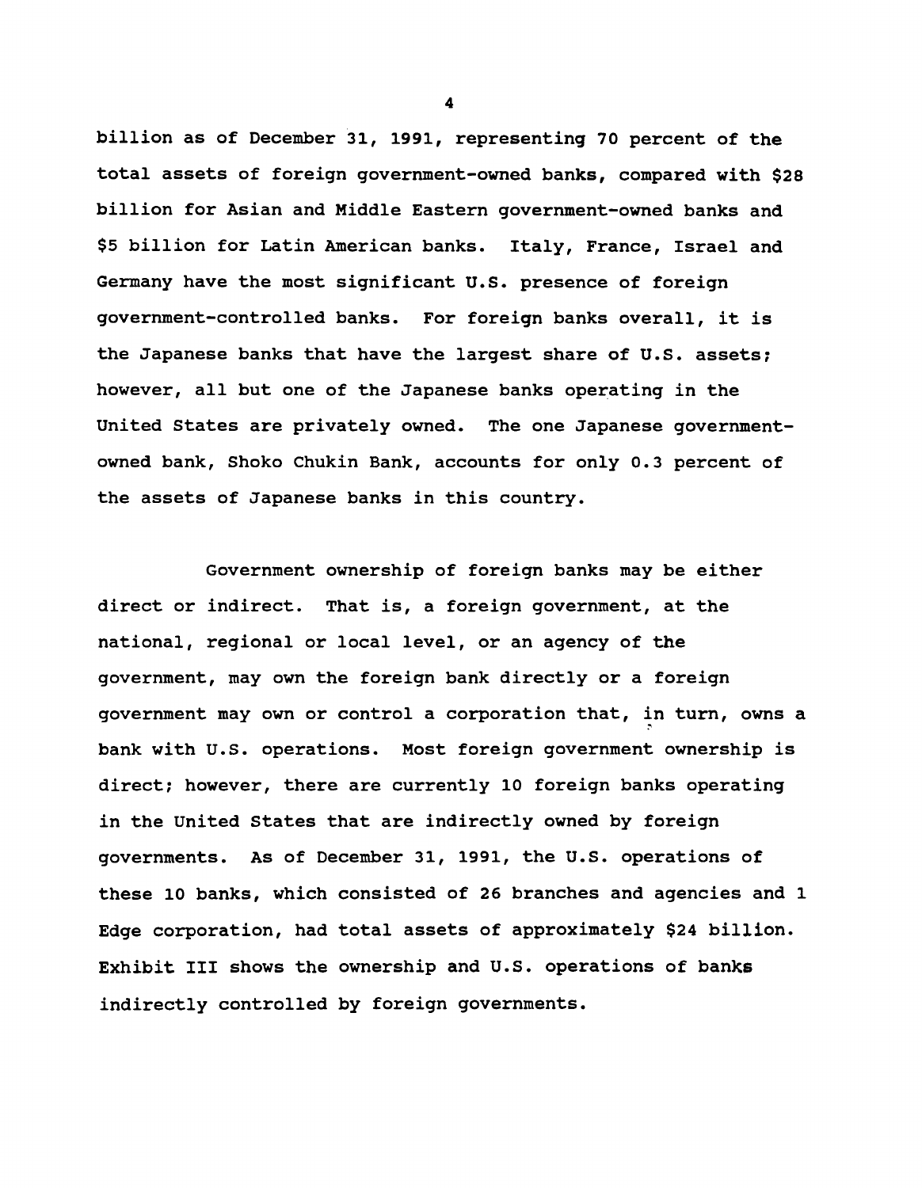billion as of December 31, 1991, representing 70 percent of the total assets of foreign government-owned banks, compared with $28 billion for Asian and Middle Eastern government-owned banks and $5 billion for Latin American banks. Italy, France, Israel and Germany have the most significant U.S. presence of foreign government-controlled banks. For foreign banks overall, it is the Japanese banks that have the largest share of U.S. assets; however, all but one of the Japanese banks operating in the United States are privately owned. The one Japanese government-owned bank, Shoko Chukin Bank, accounts for only 0.3 percent of the assets of Japanese banks in this country.

Government ownership of foreign banks may be either direct or indirect. That is, a foreign government, at the national, regional or local level, or an agency of the government, may own the foreign bank directly or a foreign government may own or control a corporation that, in turn, owns a bank with U.S. operations. Most foreign government ownership is direct; however, there are currently 10 foreign banks operating in the United States that are indirectly owned by foreign governments. As of December 31, 1991, the U.S. operations of these 10 banks, which consisted of 26 branches and agencies and 1 Edge corporation, had total assets of approximately $24 billion. Exhibit III shows the ownership and U.S. operations of banks indirectly controlled by foreign governments.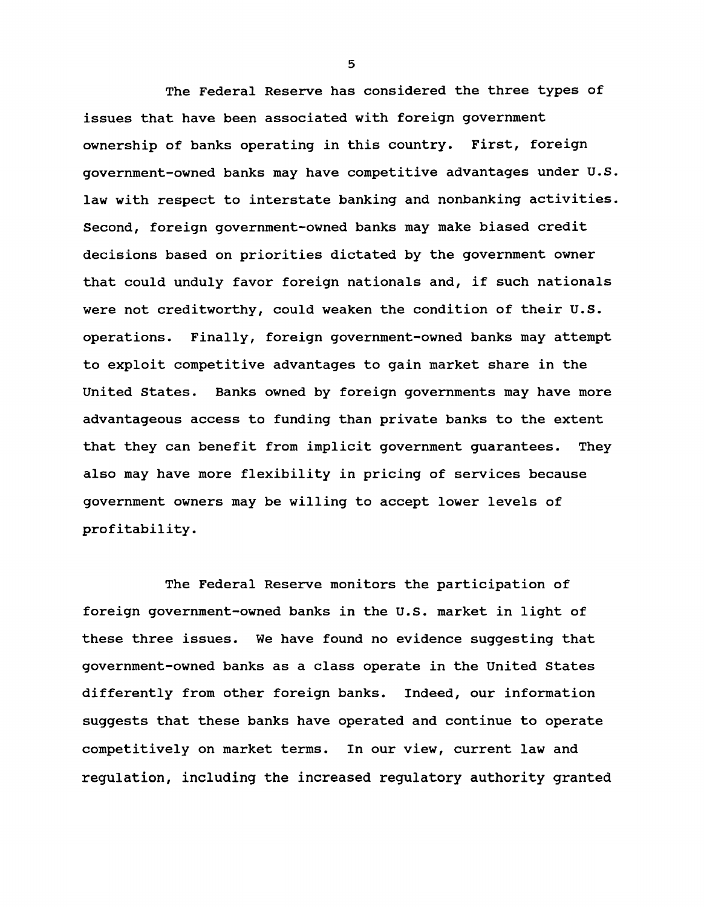The Federal Reserve has considered the three types of issues that have been associated with foreign government ownership of banks operating in this country. First, foreign government-owned banks may have competitive advantages under U.S. law with respect to interstate banking and nonbanking activities. Second, foreign government-owned banks may make biased credit decisions based on priorities dictated by the government owner that could unduly favor foreign nationals and, if such nationals were not creditworthy, could weaken the condition of their U.S. operations. Finally, foreign government-owned banks may attempt to exploit competitive advantages to gain market share in the United States. Banks owned by foreign governments may have more advantageous access to funding than private banks to the extent that they can benefit from implicit government guarantees. They also may have more flexibility in pricing of services because government owners may be willing to accept lower levels of profitability.

The Federal Reserve monitors the participation of foreign government-owned banks in the U.S. market in light of these three issues. We have found no evidence suggesting that government-owned banks as a class operate in the United States differently from other foreign banks. Indeed, our information suggests that these banks have operated and continue to operate competitively on market terms. In our view, current law and regulation, including the increased regulatory authority granted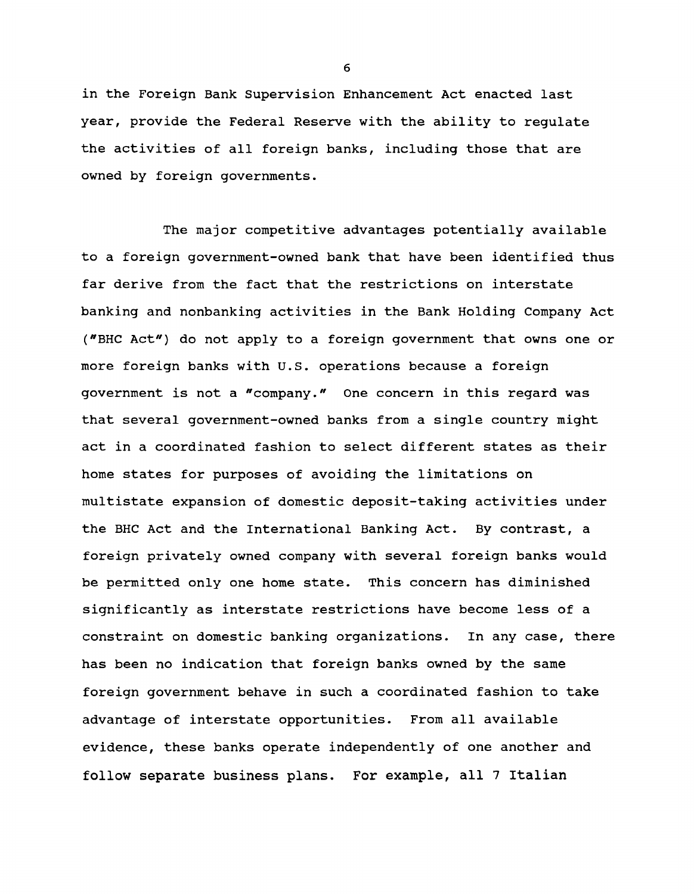in the Foreign Bank Supervision Enhancement Act enacted last year, provide the Federal Reserve with the ability to regulate the activities of all foreign banks, including those that are owned by foreign governments.

The major competitive advantages potentially available to a foreign government-owned bank that have been identified thus far derive from the fact that the restrictions on interstate banking and nonbanking activities in the Bank Holding Company Act ("BHC Act") do not apply to a foreign government that owns one or more foreign banks with U.S. operations because a foreign government is not a "company." One concern in this regard was that several government-owned banks from a single country might act in a coordinated fashion to select different states as their home states for purposes of avoiding the limitations on multistate expansion of domestic deposit-taking activities under the BHC Act and the International Banking Act. By contrast, a foreign privately owned company with several foreign banks would be permitted only one home state. This concern has diminished significantly as interstate restrictions have become less of a constraint on domestic banking organizations. In any case, there has been no indication that foreign banks owned by the same foreign government behave in such a coordinated fashion to take advantage of interstate opportunities. From all available evidence, these banks operate independently of one another and follow separate business plans. For example, all 7 Italian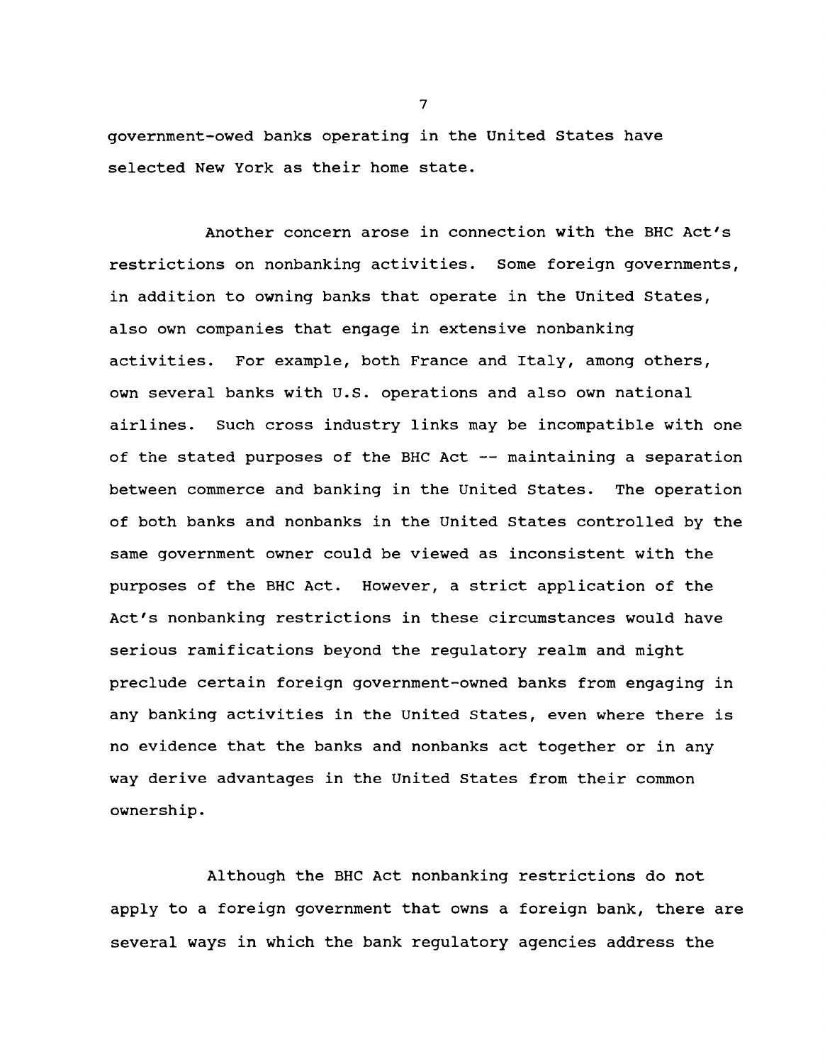government-owed banks operating in the United States have selected New York as their home state.

Another concern arose in connection with the BHC Act's restrictions on nonbanking activities. Some foreign governments, in addition to owning banks that operate in the United States, also own companies that engage in extensive nonbanking activities. For example, both France and Italy, among others, own several banks with U.S. operations and also own national airlines. Such cross industry links may be incompatible with one of the stated purposes of the BHC Act -- maintaining a separation between commerce and banking in the United States. The operation of both banks and nonbanks in the United States controlled by the same government owner could be viewed as inconsistent with the purposes of the BHC Act. However, a strict application of the Act's nonbanking restrictions in these circumstances would have serious ramifications beyond the regulatory realm and might preclude certain foreign government-owned banks from engaging in any banking activities in the United States, even where there is no evidence that the banks and nonbanks act together or in any way derive advantages in the United States from their common ownership.

Although the BHC Act nonbanking restrictions do not apply to a foreign government that owns a foreign bank, there are several ways in which the bank regulatory agencies address the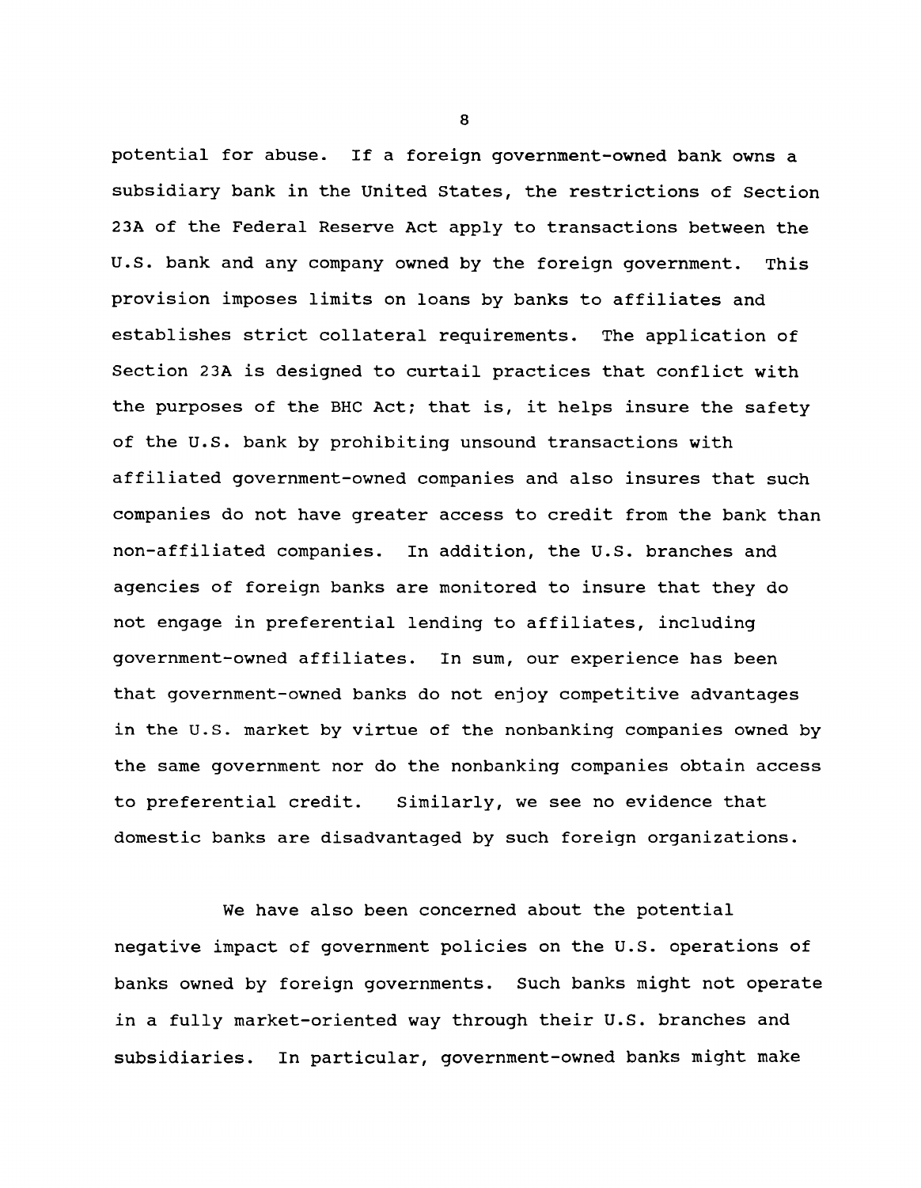potential for abuse. If a foreign government-owned bank owns a subsidiary bank in the United States, the restrictions of Section 23A of the Federal Reserve Act apply to transactions between the U.S. bank and any company owned by the foreign government. This provision imposes limits on loans by banks to affiliates and establishes strict collateral requirements. The application of Section 23A is designed to curtail practices that conflict with the purposes of the BHC Act; that is, it helps insure the safety of the U.S. bank by prohibiting unsound transactions with affiliated government-owned companies and also insures that such companies do not have greater access to credit from the bank than non-affiliated companies. In addition, the U.S. branches and agencies of foreign banks are monitored to insure that they do not engage in preferential lending to affiliates, including government-owned affiliates. In sum, our experience has been that government-owned banks do not enjoy competitive advantages in the U.S. market by virtue of the nonbanking companies owned by the same government nor do the nonbanking companies obtain access to preferential credit. Similarly, we see no evidence that domestic banks are disadvantaged by such foreign organizations.

We have also been concerned about the potential negative impact of government policies on the U.S. operations of banks owned by foreign governments. Such banks might not operate in a fully market-oriented way through their U.S. branches and subsidiaries. In particular, government-owned banks might make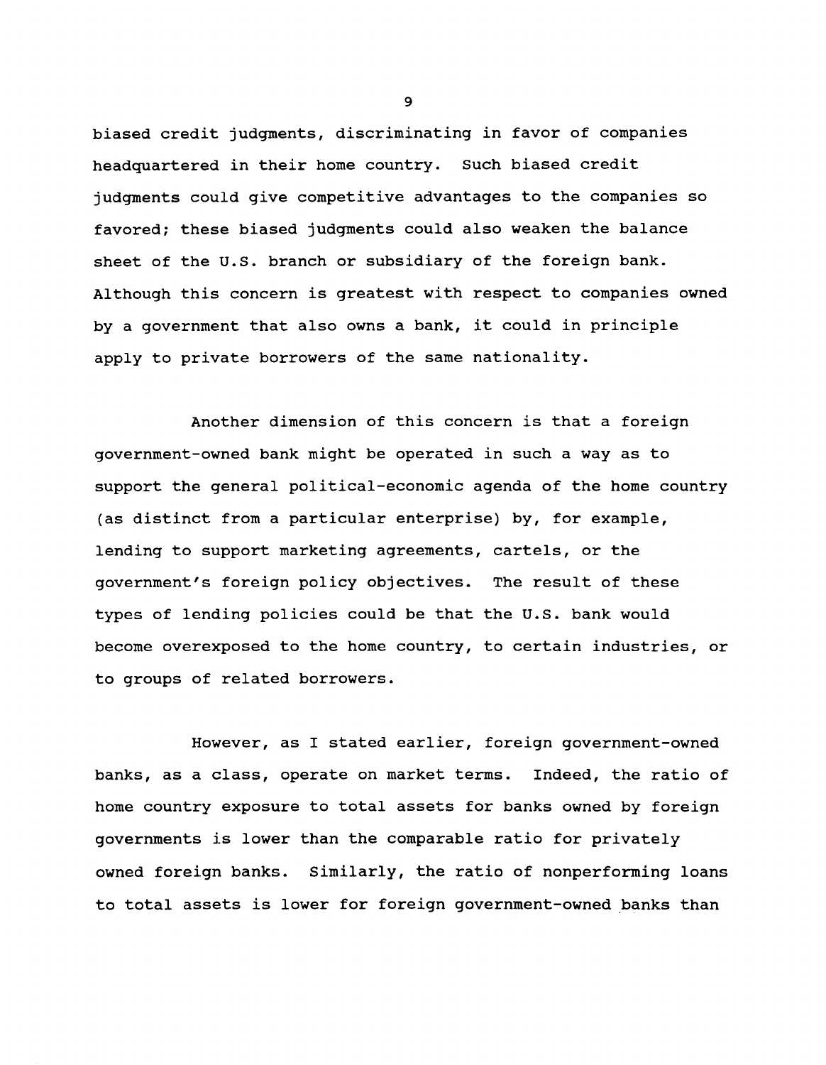biased credit judgments, discriminating in favor of companies headquartered in their home country. Such biased credit judgments could give competitive advantages to the companies so favored; these biased judgments could also weaken the balance sheet of the U.S. branch or subsidiary of the foreign bank. Although this concern is greatest with respect to companies owned by a government that also owns a bank, it could in principle apply to private borrowers of the same nationality.

Another dimension of this concern is that a foreign government-owned bank might be operated in such a way as to support the general political-economic agenda of the home country (as distinct from a particular enterprise) by, for example, lending to support marketing agreements, cartels, or the government's foreign policy objectives. The result of these types of lending policies could be that the U.S. bank would become overexposed to the home country, to certain industries, or to groups of related borrowers.

However, as I stated earlier, foreign government-owned banks, as a class, operate on market terms. Indeed, the ratio of home country exposure to total assets for banks owned by foreign governments is lower than the comparable ratio for privately owned foreign banks. Similarly, the ratio of nonperforming loans to total assets is lower for foreign government-owned banks than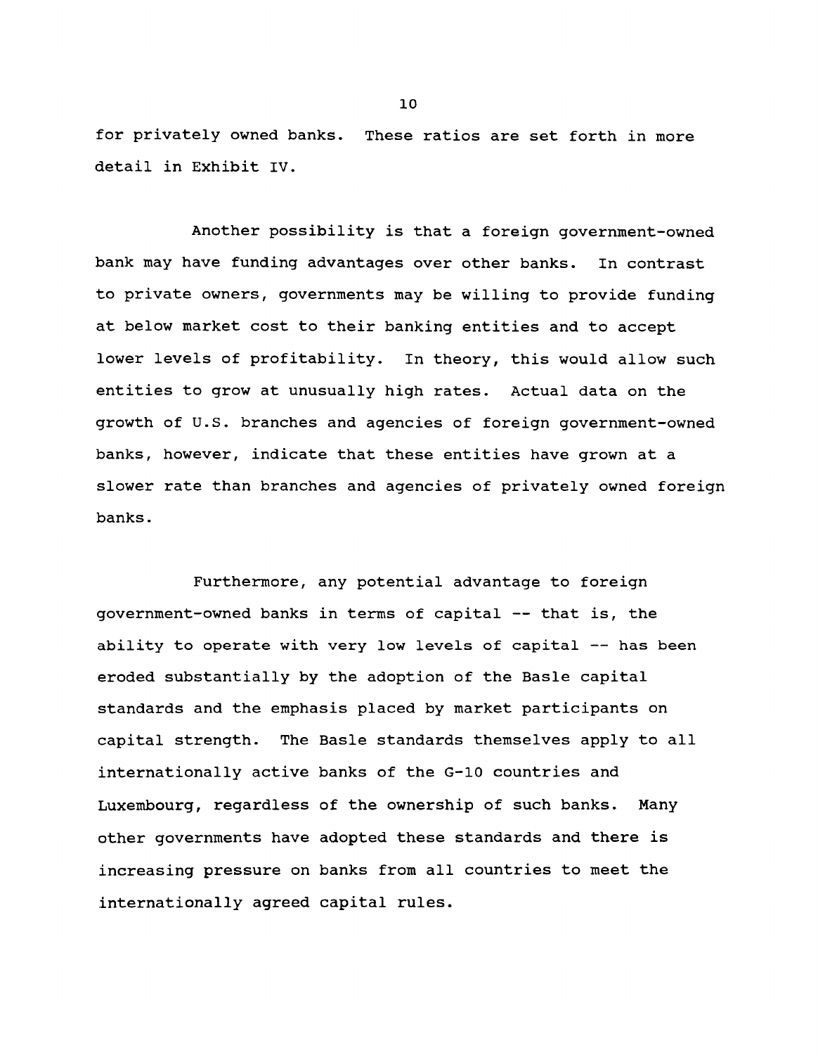for privately owned banks. These ratios are set forth in more detail in Exhibit IV.

Another possibility is that a foreign government-owned bank may have funding advantages over other banks. In contrast to private owners, governments may be willing to provide funding at below market cost to their banking entities and to accept lower levels of profitability. In theory, this would allow such entities to grow at unusually high rates. Actual data on the growth of U.S. branches and agencies of foreign government-owned banks, however, indicate that these entities have grown at a slower rate than branches and agencies of privately owned foreign banks.

Furthermore, any potential advantage to foreign government-owned banks in terms of capital -- that is, the ability to operate with very low levels of capital -- has been eroded substantially by the adoption of the Basle capital standards and the emphasis placed by market participants on capital strength. The Basle standards themselves apply to all internationally active banks of the G-10 countries and Luxembourg, regardless of the ownership of such banks. Many other governments have adopted these standards and there is increasing pressure on banks from all countries to meet the internationally agreed capital rules.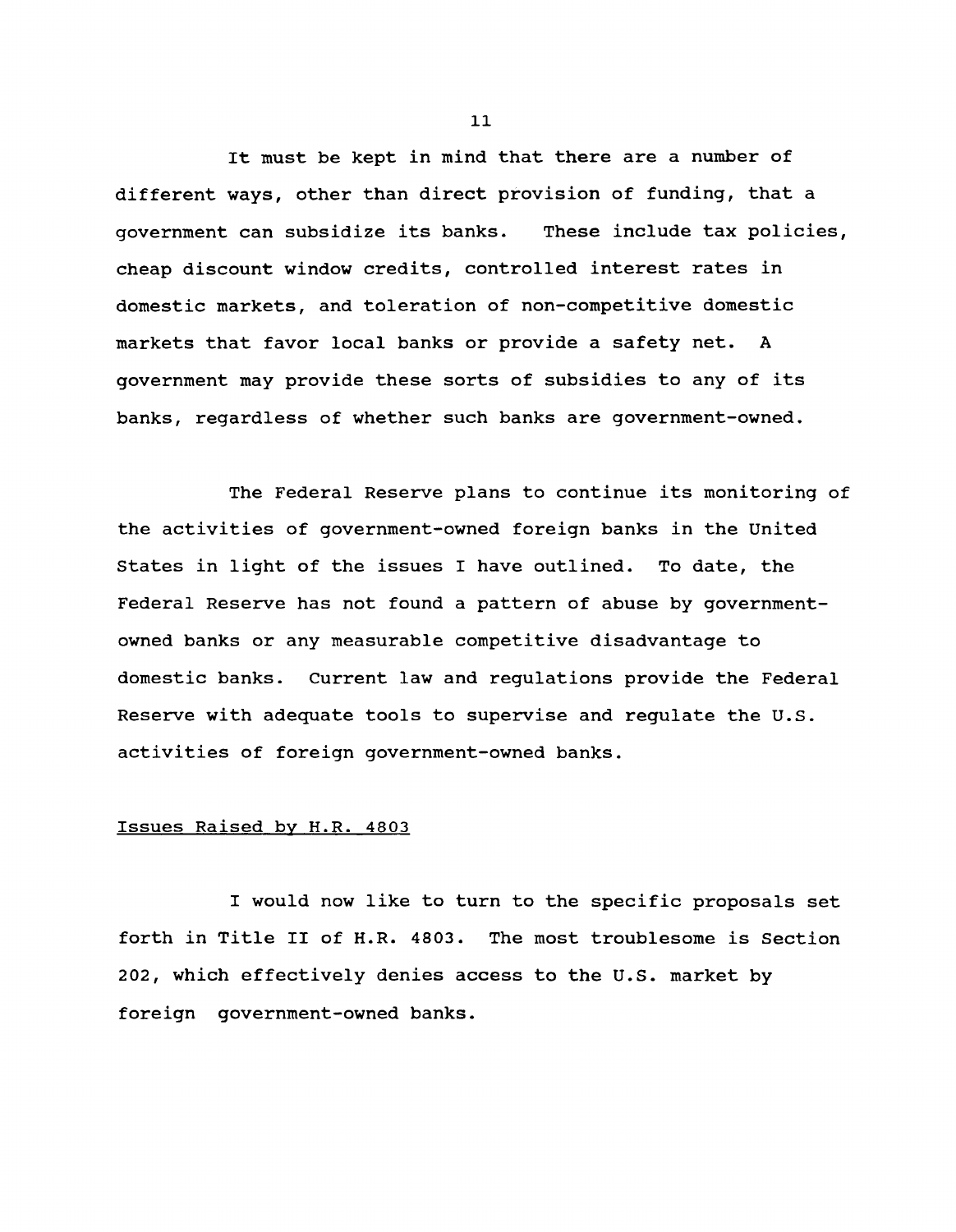It must be kept in mind that there are a number of different ways, other than direct provision of funding, that a government can subsidize its banks. These include tax policies, cheap discount window credits, controlled interest rates in domestic markets, and toleration of non-competitive domestic markets that favor local banks or provide a safety net. A government may provide these sorts of subsidies to any of its banks, regardless of whether such banks are government-owned.

The Federal Reserve plans to continue its monitoring of the activities of government-owned foreign banks in the United States in light of the issues I have outlined. To date, the Federal Reserve has not found a pattern of abuse by government-owned banks or any measurable competitive disadvantage to domestic banks. Current law and regulations provide the Federal Reserve with adequate tools to supervise and regulate the U.S. activities of foreign government-owned banks.

## Issues Raised by H.R. 4803

I would now like to turn to the specific proposals set forth in Title II of H.R. 4803. The most troublesome is Section 202, which effectively denies access to the U.S. market by foreign government-owned banks.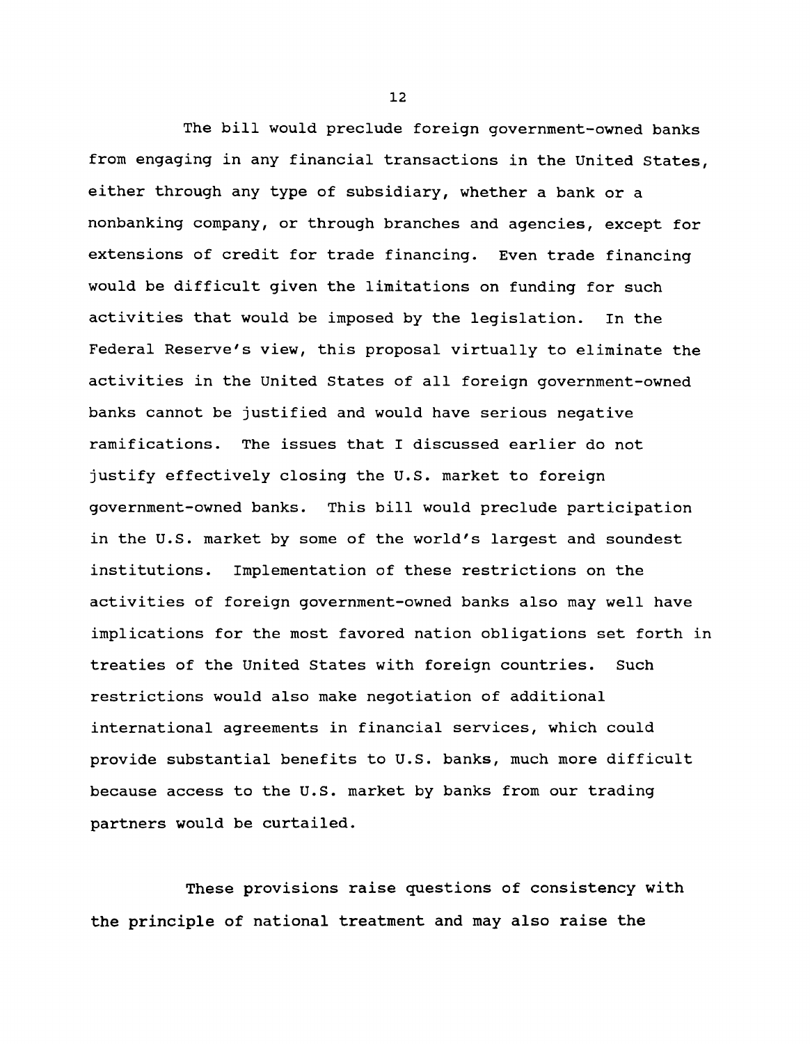The bill would preclude foreign government-owned banks from engaging in any financial transactions in the United States, either through any type of subsidiary, whether a bank or a nonbanking company, or through branches and agencies, except for extensions of credit for trade financing. Even trade financing would be difficult given the limitations on funding for such activities that would be imposed by the legislation. In the Federal Reserve's view, this proposal virtually to eliminate the activities in the United States of all foreign government-owned banks cannot be justified and would have serious negative ramifications. The issues that I discussed earlier do not justify effectively closing the U.S. market to foreign government-owned banks. This bill would preclude participation in the U.S. market by some of the world's largest and soundest institutions. Implementation of these restrictions on the activities of foreign government-owned banks also may well have implications for the most favored nation obligations set forth in treaties of the United States with foreign countries. Such restrictions would also make negotiation of additional international agreements in financial services, which could provide substantial benefits to U.S. banks, much more difficult because access to the U.S. market by banks from our trading partners would be curtailed.

These provisions raise questions of consistency with the principle of national treatment and may also raise the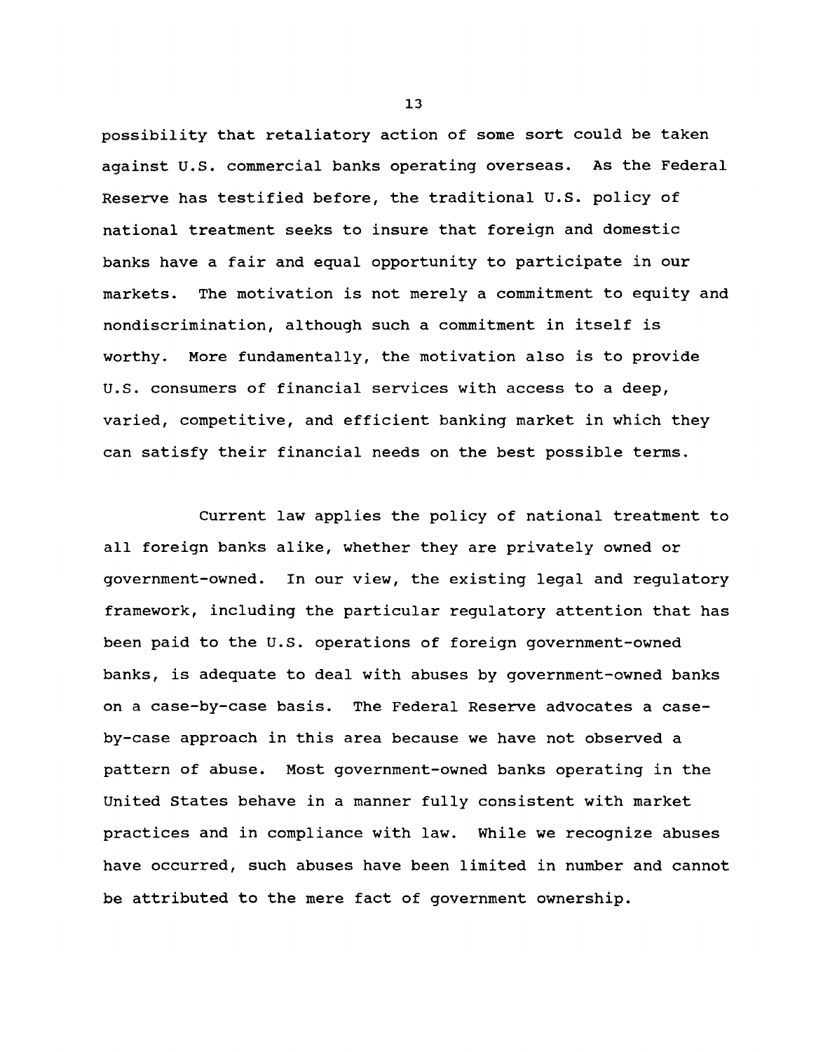possibility that retaliatory action of some sort could be taken against U.S. commercial banks operating overseas. As the Federal Reserve has testified before, the traditional U.S. policy of national treatment seeks to insure that foreign and domestic banks have a fair and equal opportunity to participate in our markets. The motivation is not merely a commitment to equity and nondiscrimination, although such a commitment in itself is worthy. More fundamentally, the motivation also is to provide U.S. consumers of financial services with access to a deep, varied, competitive, and efficient banking market in which they can satisfy their financial needs on the best possible terms.

Current law applies the policy of national treatment to all foreign banks alike, whether they are privately owned or government-owned. In our view, the existing legal and regulatory framework, including the particular regulatory attention that has been paid to the U.S. operations of foreign government-owned banks, is adequate to deal with abuses by government-owned banks on a case-by-case basis. The Federal Reserve advocates a case-by-case approach in this area because we have not observed a pattern of abuse. Most government-owned banks operating in the United States behave in a manner fully consistent with market practices and in compliance with law. While we recognize abuses have occurred, such abuses have been limited in number and cannot be attributed to the mere fact of government ownership.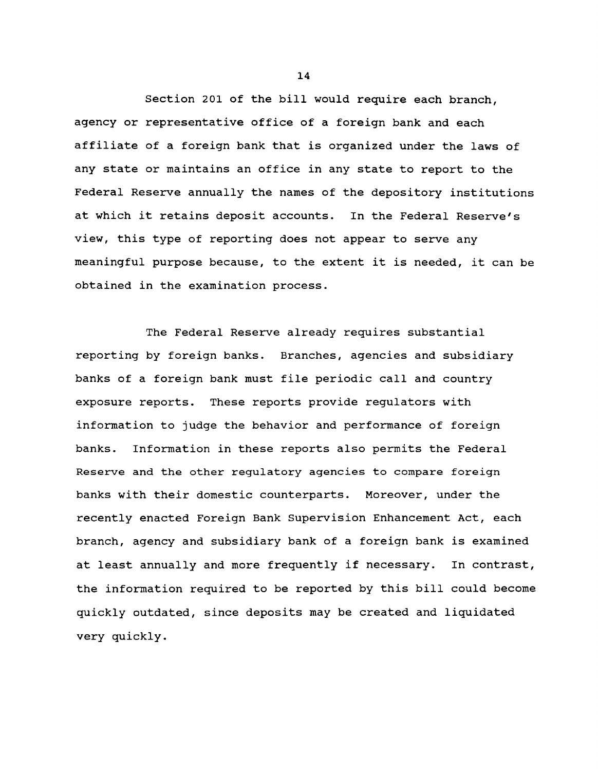Section 201 of the bill would require each branch, agency or representative office of a foreign bank and each affiliate of a foreign bank that is organized under the laws of any state or maintains an office in any state to report to the Federal Reserve annually the names of the depository institutions at which it retains deposit accounts. In the Federal Reserve's view, this type of reporting does not appear to serve any meaningful purpose because, to the extent it is needed, it can be obtained in the examination process.

The Federal Reserve already requires substantial reporting by foreign banks. Branches, agencies and subsidiary banks of a foreign bank must file periodic call and country exposure reports. These reports provide regulators with information to judge the behavior and performance of foreign banks. Information in these reports also permits the Federal Reserve and the other regulatory agencies to compare foreign banks with their domestic counterparts. Moreover, under the recently enacted Foreign Bank Supervision Enhancement Act, each branch, agency and subsidiary bank of a foreign bank is examined at least annually and more frequently if necessary. In contrast, the information required to be reported by this bill could become quickly outdated, since deposits may be created and liquidated very quickly.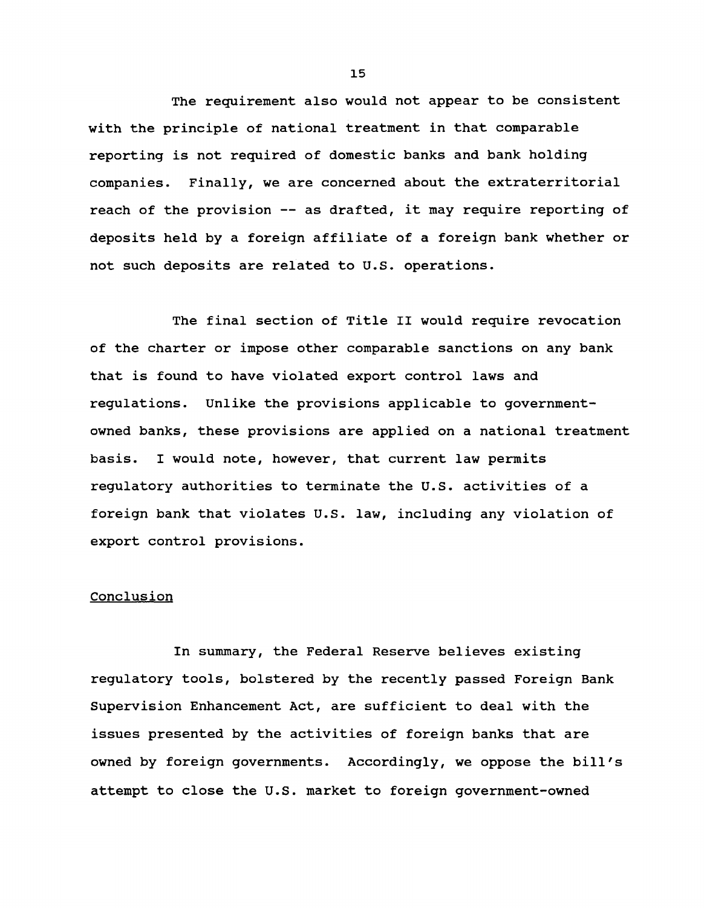The requirement also would not appear to be consistent with the principle of national treatment in that comparable reporting is not required of domestic banks and bank holding companies. Finally, we are concerned about the extraterritorial reach of the provision -- as drafted, it may require reporting of deposits held by a foreign affiliate of a foreign bank whether or not such deposits are related to U.S. operations.

The final section of Title II would require revocation of the charter or impose other comparable sanctions on any bank that is found to have violated export control laws and regulations. Unlike the provisions applicable to government-owned banks, these provisions are applied on a national treatment basis. I would note, however, that current law permits regulatory authorities to terminate the U.S. activities of a foreign bank that violates U.S. law, including any violation of export control provisions.

## Conclusion

In summary, the Federal Reserve believes existing regulatory tools, bolstered by the recently passed Foreign Bank Supervision Enhancement Act, are sufficient to deal with the issues presented by the activities of foreign banks that are owned by foreign governments. Accordingly, we oppose the bill's attempt to close the U.S. market to foreign government-owned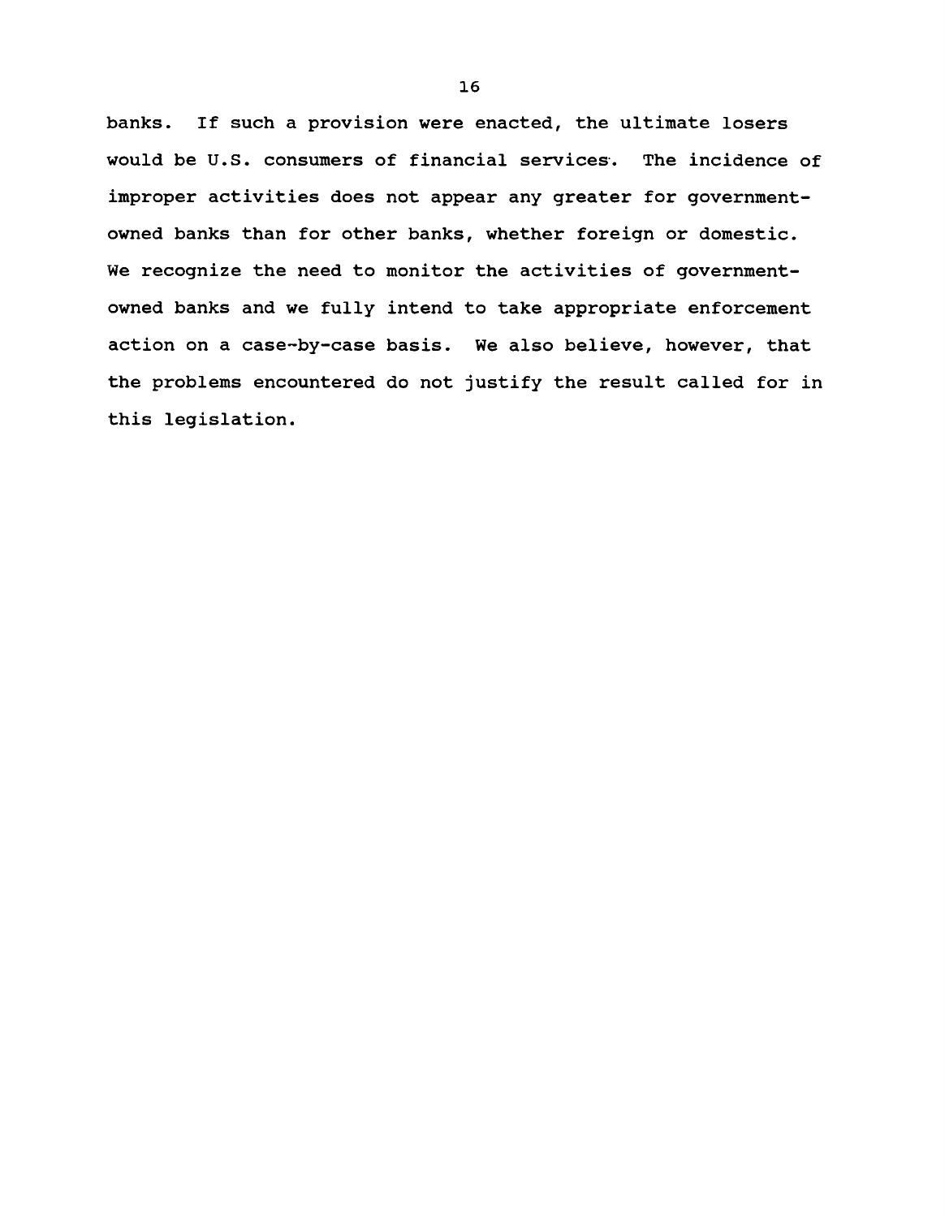banks. If such a provision were enacted, the ultimate losers would be U.S. consumers of financial services. The incidence of improper activities does not appear any greater for government-owned banks than for other banks, whether foreign or domestic. We recognize the need to monitor the activities of government-owned banks and we fully intend to take appropriate enforcement action on a case-by-case basis. We also believe, however, that the problems encountered do not justify the result called for in this legislation.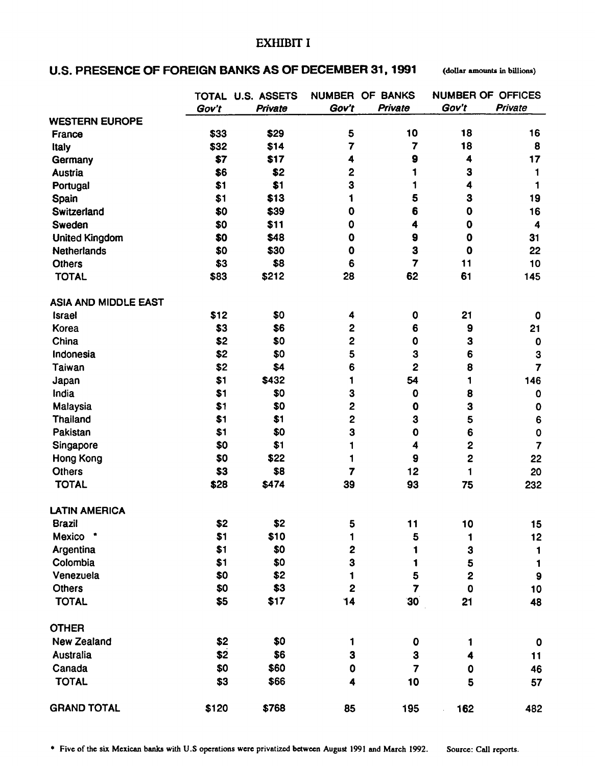# EXHIBIT I

## U.S. PRESENCE OF FOREIGN BANKS AS OF DECEMBER 31, 1991 (dollar amounts in billions)

| | TOTAL U.S. ASSETS | | NUMBER OF BANKS | | NUMBER OF OFFICES | |
|---|---|---|---|---|---|---|
| | *Gov't* | *Private* | *Gov't* | *Private* | *Gov't* | *Private* |
| **WESTERN EUROPE** | | | | | | |
| France | $33 | $29 | 5 | 10 | 18 | 16 |
| Italy | $32 | $14 | 7 | 7 | 18 | 8 |
| Germany | $7 | $17 | 4 | 9 | 4 | 17 |
| Austria | $6 | $2 | 2 | 1 | 3 | 1 |
| Portugal | $1 | $1 | 3 | 1 | 4 | 1 |
| Spain | $1 | $13 | 1 | 5 | 3 | 19 |
| Switzerland | $0 | $39 | 0 | 6 | 0 | 16 |
| Sweden | $0 | $11 | 0 | 4 | 0 | 4 |
| United Kingdom | $0 | $48 | 0 | 9 | 0 | 31 |
| Netherlands | $0 | $30 | 0 | 3 | 0 | 22 |
| Others | $3 | $8 | 6 | 7 | 11 | 10 |
| TOTAL | $83 | $212 | 28 | 62 | 61 | 145 |
| **ASIA AND MIDDLE EAST** | | | | | | |
| Israel | $12 | $0 | 4 | 0 | 21 | 0 |
| Korea | $3 | $6 | 2 | 6 | 9 | 21 |
| China | $2 | $0 | 2 | 0 | 3 | 0 |
| Indonesia | $2 | $0 | 5 | 3 | 6 | 3 |
| Taiwan | $2 | $4 | 6 | 2 | 8 | 7 |
| Japan | $1 | $432 | 1 | 54 | 1 | 146 |
| India | $1 | $0 | 3 | 0 | 8 | 0 |
| Malaysia | $1 | $0 | 2 | 0 | 3 | 0 |
| Thailand | $1 | $1 | 2 | 3 | 5 | 6 |
| Pakistan | $1 | $0 | 3 | 0 | 6 | 0 |
| Singapore | $0 | $1 | 1 | 4 | 2 | 7 |
| Hong Kong | $0 | $22 | 1 | 9 | 2 | 22 |
| Others | $3 | $8 | 7 | 12 | 1 | 20 |
| TOTAL | $28 | $474 | 39 | 93 | 75 | 232 |
| **LATIN AMERICA** | | | | | | |
| Brazil | $2 | $2 | 5 | 11 | 10 | 15 |
| Mexico * | $1 | $10 | 1 | 5 | 1 | 12 |
| Argentina | $1 | $0 | 2 | 1 | 3 | 1 |
| Colombia | $1 | $0 | 3 | 1 | 5 | 1 |
| Venezuela | $0 | $2 | 1 | 5 | 2 | 9 |
| Others | $0 | $3 | 2 | 7 | 0 | 10 |
| TOTAL | $5 | $17 | 14 | 30 | 21 | 48 |
| **OTHER** | | | | | | |
| New Zealand | $2 | $0 | 1 | 0 | 1 | 0 |
| Australia | $2 | $6 | 3 | 3 | 4 | 11 |
| Canada | $0 | $60 | 0 | 7 | 0 | 46 |
| TOTAL | $3 | $66 | 4 | 10 | 5 | 57 |
| **GRAND TOTAL** | $120 | $768 | 85 | 195 | 162 | 482 |

\* Five of the six Mexican banks with U.S operations were privatized between August 1991 and March 1992. Source: Call reports.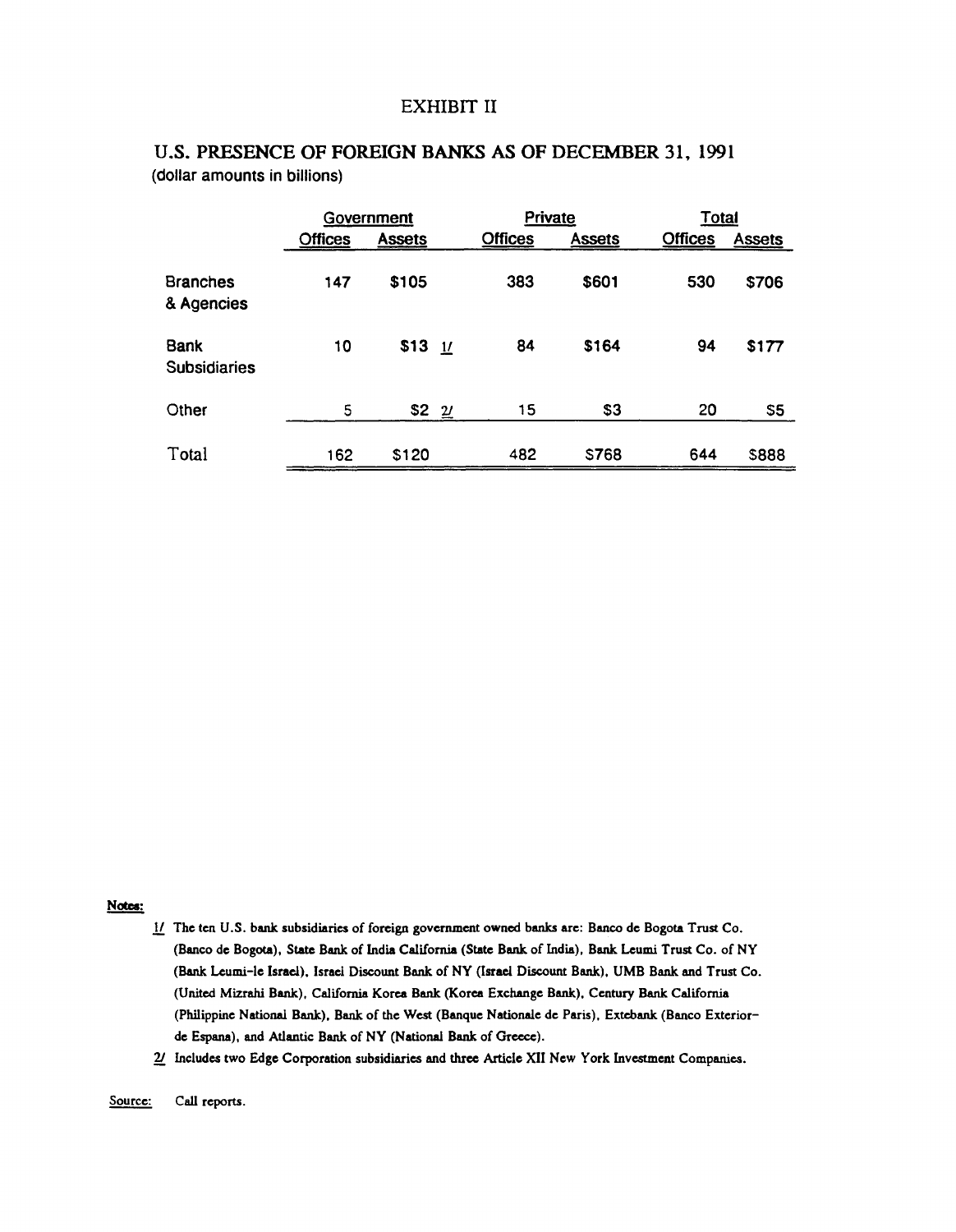# EXHIBIT II

## U.S. PRESENCE OF FOREIGN BANKS AS OF DECEMBER 31, 1991

(dollar amounts in billions)

| | Government | | Private | | Total | |
|---|---|---|---|---|---|---|
| | Offices | Assets | Offices | Assets | Offices | Assets |
| Branches & Agencies | 147 | $105 | 383 | $601 | 530 | $706 |
| Bank Subsidiaries | 10 | $13 1/ | 84 | $164 | 94 | $177 |
| Other | 5 | $2 2/ | 15 | $3 | 20 | $5 |
| Total | 162 | $120 | 482 | $768 | 644 | $888 |

**Notes:**

1/ The ten U.S. bank subsidiaries of foreign government owned banks are: Banco de Bogota Trust Co. (Banco de Bogota), State Bank of India California (State Bank of India), Bank Leumi Trust Co. of NY (Bank Leumi-le Israel), Israel Discount Bank of NY (Israel Discount Bank), UMB Bank and Trust Co. (United Mizrahi Bank), California Korea Bank (Korea Exchange Bank), Century Bank California (Philippine National Bank), Bank of the West (Banque Nationale de Paris), Extebank (Banco Exterior-de Espana), and Atlantic Bank of NY (National Bank of Greece).

2/ Includes two Edge Corporation subsidiaries and three Article XII New York Investment Companies.

Source: Call reports.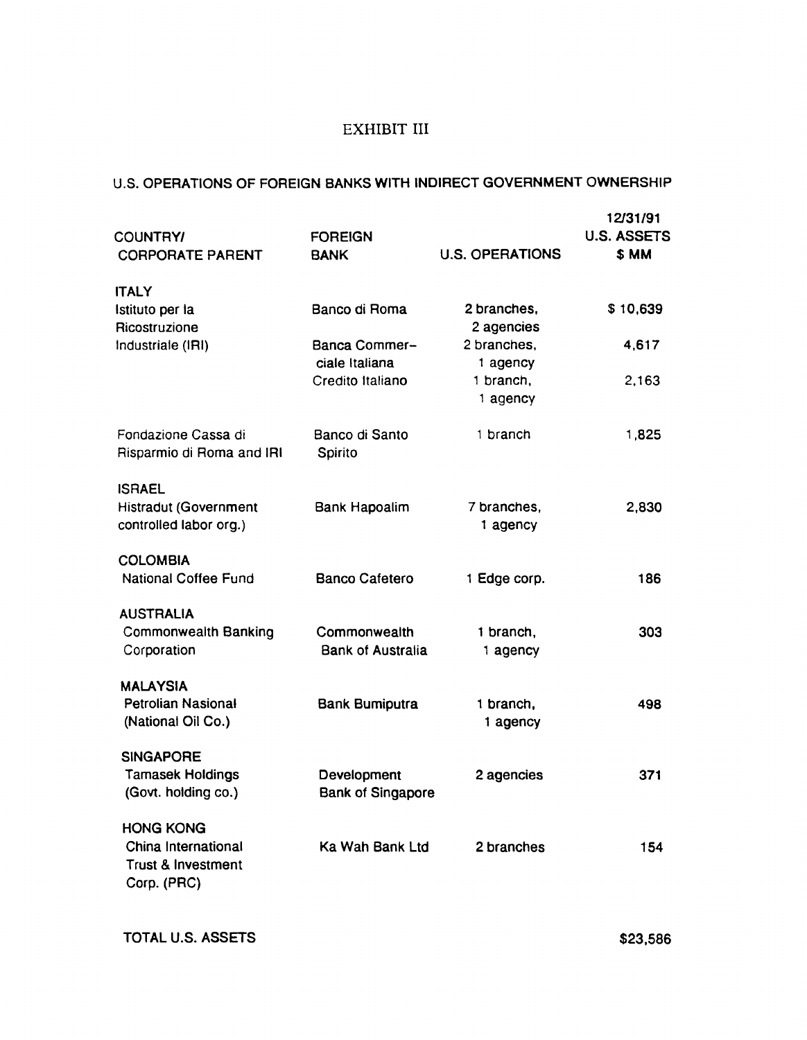# EXHIBIT III

## U.S. OPERATIONS OF FOREIGN BANKS WITH INDIRECT GOVERNMENT OWNERSHIP

| COUNTRY/ CORPORATE PARENT | FOREIGN BANK | U.S. OPERATIONS | 12/31/91 U.S. ASSETS $ MM |
|---|---|---|---|
| **ITALY** | | | |
| Istituto per la Ricostruzione Industriale (IRI) | Banco di Roma | 2 branches, 2 agencies | $ 10,639 |
| | Banca Commer-ciale Italiana | 2 branches, 1 agency | 4,617 |
| | Credito Italiano | 1 branch, 1 agency | 2,163 |
| Fondazione Cassa di Risparmio di Roma and IRI | Banco di Santo Spirito | 1 branch | 1,825 |
| **ISRAEL** | | | |
| Histradut (Government controlled labor org.) | Bank Hapoalim | 7 branches, 1 agency | 2,830 |
| **COLOMBIA** | | | |
| National Coffee Fund | Banco Cafetero | 1 Edge corp. | 186 |
| **AUSTRALIA** | | | |
| Commonwealth Banking Corporation | Commonwealth Bank of Australia | 1 branch, 1 agency | 303 |
| **MALAYSIA** | | | |
| Petrolian Nasional (National Oil Co.) | Bank Bumiputra | 1 branch, 1 agency | 498 |
| **SINGAPORE** | | | |
| Tamasek Holdings (Govt. holding co.) | Development Bank of Singapore | 2 agencies | 371 |
| **HONG KONG** | | | |
| China International Trust & Investment Corp. (PRC) | Ka Wah Bank Ltd | 2 branches | 154 |
| **TOTAL U.S. ASSETS** | | | **$23,586** |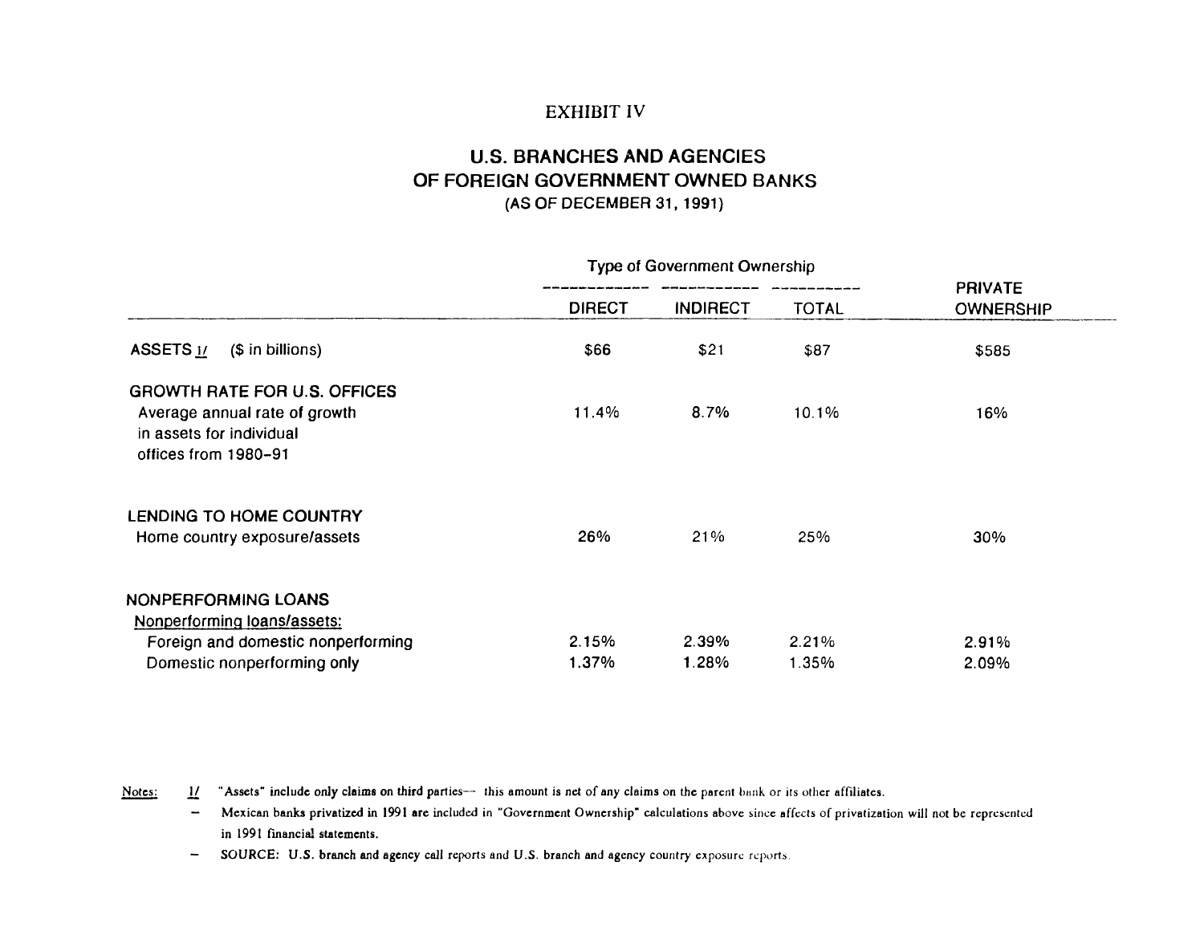# EXHIBIT IV

## U.S. BRANCHES AND AGENCIES OF FOREIGN GOVERNMENT OWNED BANKS

(AS OF DECEMBER 31, 1991)

| | Type of Government Ownership | | | |
|---|---|---|---|---|
| | DIRECT | INDIRECT | TOTAL | PRIVATE OWNERSHIP |
| ASSETS 1/ ($ in billions) | $66 | $21 | $87 | $585 |
| **GROWTH RATE FOR U.S. OFFICES** | | | | |
| Average annual rate of growth in assets for individual offices from 1980-91 | 11.4% | 8.7% | 10.1% | 16% |
| **LENDING TO HOME COUNTRY** | | | | |
| Home country exposure/assets | 26% | 21% | 25% | 30% |
| **NONPERFORMING LOANS** | | | | |
| Nonperforming loans/assets: | | | | |
| Foreign and domestic nonperforming | 2.15% | 2.39% | 2.21% | 2.91% |
| Domestic nonperforming only | 1.37% | 1.28% | 1.35% | 2.09% |

Notes: 1/ "Assets" include only claims on third parties-- this amount is net of any claims on the parent bank or its other affiliates.

- Mexican banks privatized in 1991 are included in "Government Ownership" calculations above since affects of privatization will not be represented in 1991 financial statements.
- SOURCE: U.S. branch and agency call reports and U.S. branch and agency country exposure reports.